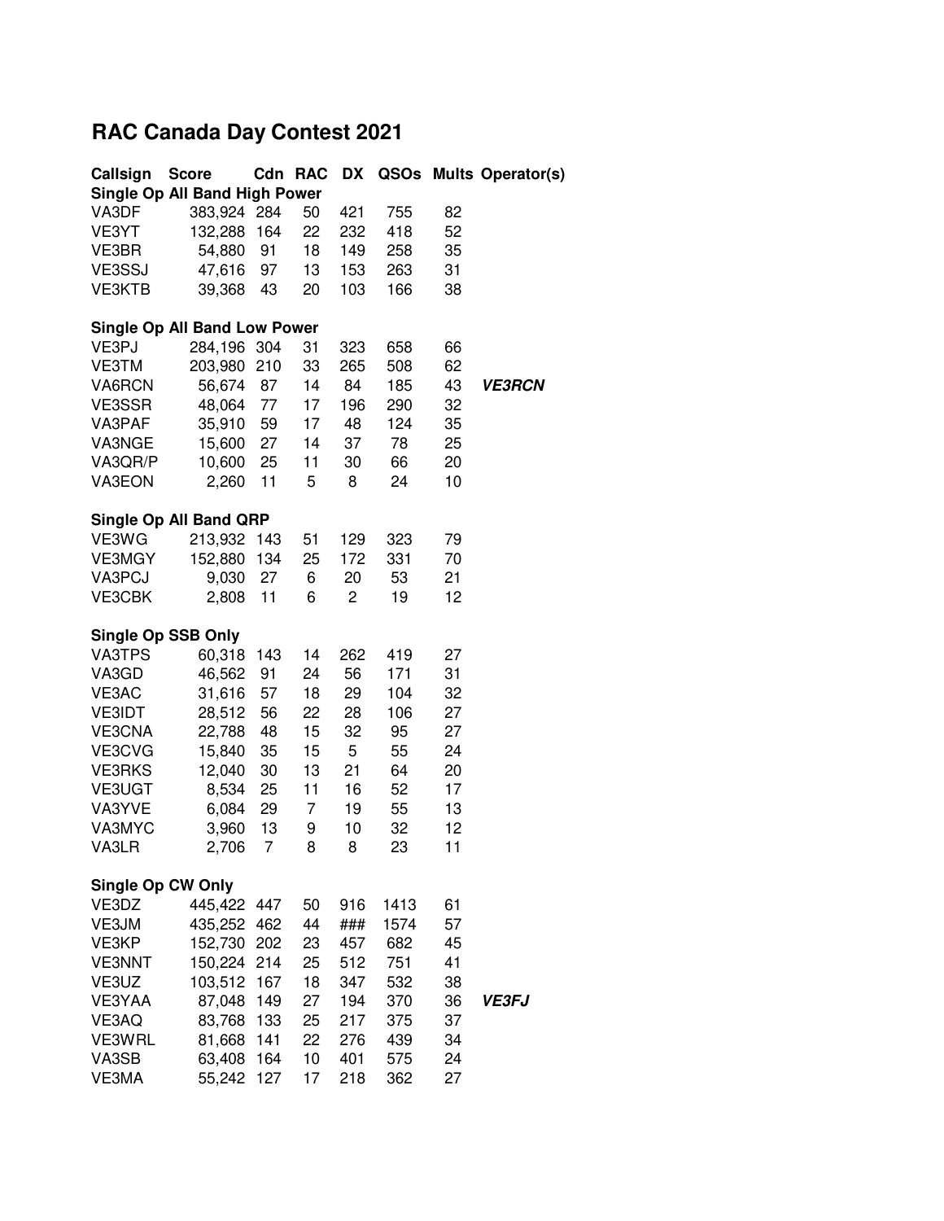# RAC Canada Day Contest 2021

| Callsign | Score | Cdn | RAC | DX | QSOs | Mults | Operator(s) |
|---|---|---|---|---|---|---|---|
| **Single Op All Band High Power** | | | | | | | |
| VA3DF | 383,924 | 284 | 50 | 421 | 755 | 82 | |
| VE3YT | 132,288 | 164 | 22 | 232 | 418 | 52 | |
| VE3BR | 54,880 | 91 | 18 | 149 | 258 | 35 | |
| VE3SSJ | 47,616 | 97 | 13 | 153 | 263 | 31 | |
| VE3KTB | 39,368 | 43 | 20 | 103 | 166 | 38 | |
| **Single Op All Band Low Power** | | | | | | | |
| VE3PJ | 284,196 | 304 | 31 | 323 | 658 | 66 | |
| VE3TM | 203,980 | 210 | 33 | 265 | 508 | 62 | |
| VA6RCN | 56,674 | 87 | 14 | 84 | 185 | 43 | ***VE3RCN*** |
| VE3SSR | 48,064 | 77 | 17 | 196 | 290 | 32 | |
| VA3PAF | 35,910 | 59 | 17 | 48 | 124 | 35 | |
| VA3NGE | 15,600 | 27 | 14 | 37 | 78 | 25 | |
| VA3QR/P | 10,600 | 25 | 11 | 30 | 66 | 20 | |
| VA3EON | 2,260 | 11 | 5 | 8 | 24 | 10 | |
| **Single Op All Band QRP** | | | | | | | |
| VE3WG | 213,932 | 143 | 51 | 129 | 323 | 79 | |
| VE3MGY | 152,880 | 134 | 25 | 172 | 331 | 70 | |
| VA3PCJ | 9,030 | 27 | 6 | 20 | 53 | 21 | |
| VE3CBK | 2,808 | 11 | 6 | 2 | 19 | 12 | |
| **Single Op SSB Only** | | | | | | | |
| VA3TPS | 60,318 | 143 | 14 | 262 | 419 | 27 | |
| VA3GD | 46,562 | 91 | 24 | 56 | 171 | 31 | |
| VE3AC | 31,616 | 57 | 18 | 29 | 104 | 32 | |
| VE3IDT | 28,512 | 56 | 22 | 28 | 106 | 27 | |
| VE3CNA | 22,788 | 48 | 15 | 32 | 95 | 27 | |
| VE3CVG | 15,840 | 35 | 15 | 5 | 55 | 24 | |
| VE3RKS | 12,040 | 30 | 13 | 21 | 64 | 20 | |
| VE3UGT | 8,534 | 25 | 11 | 16 | 52 | 17 | |
| VA3YVE | 6,084 | 29 | 7 | 19 | 55 | 13 | |
| VA3MYC | 3,960 | 13 | 9 | 10 | 32 | 12 | |
| VA3LR | 2,706 | 7 | 8 | 8 | 23 | 11 | |
| **Single Op CW Only** | | | | | | | |
| VE3DZ | 445,422 | 447 | 50 | 916 | 1413 | 61 | |
| VE3JM | 435,252 | 462 | 44 | ### | 1574 | 57 | |
| VE3KP | 152,730 | 202 | 23 | 457 | 682 | 45 | |
| VE3NNT | 150,224 | 214 | 25 | 512 | 751 | 41 | |
| VE3UZ | 103,512 | 167 | 18 | 347 | 532 | 38 | |
| VE3YAA | 87,048 | 149 | 27 | 194 | 370 | 36 | ***VE3FJ*** |
| VE3AQ | 83,768 | 133 | 25 | 217 | 375 | 37 | |
| VE3WRL | 81,668 | 141 | 22 | 276 | 439 | 34 | |
| VA3SB | 63,408 | 164 | 10 | 401 | 575 | 24 | |
| VE3MA | 55,242 | 127 | 17 | 218 | 362 | 27 | |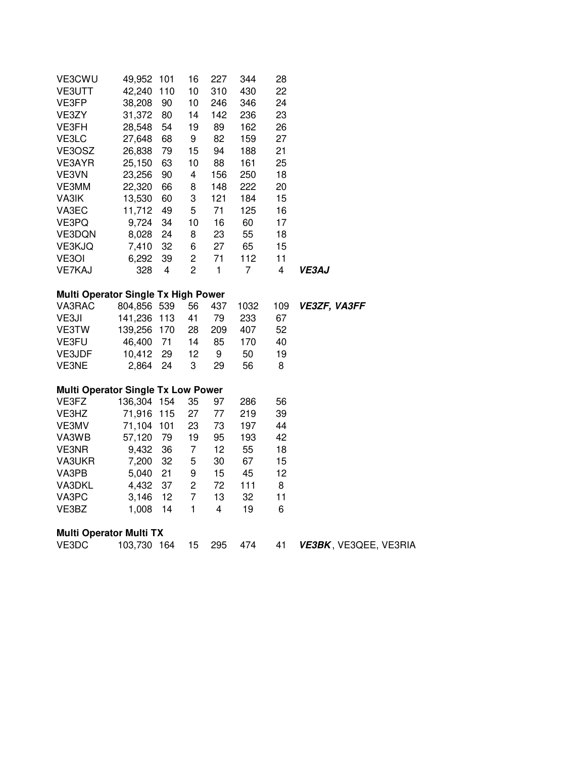| | | | | | | | |
|---|---|---|---|---|---|---|---|
| VE3CWU | 49,952 | 101 | 16 | 227 | 344 | 28 | |
| VE3UTT | 42,240 | 110 | 10 | 310 | 430 | 22 | |
| VE3FP | 38,208 | 90 | 10 | 246 | 346 | 24 | |
| VE3ZY | 31,372 | 80 | 14 | 142 | 236 | 23 | |
| VE3FH | 28,548 | 54 | 19 | 89 | 162 | 26 | |
| VE3LC | 27,648 | 68 | 9 | 82 | 159 | 27 | |
| VE3OSZ | 26,838 | 79 | 15 | 94 | 188 | 21 | |
| VE3AYR | 25,150 | 63 | 10 | 88 | 161 | 25 | |
| VE3VN | 23,256 | 90 | 4 | 156 | 250 | 18 | |
| VE3MM | 22,320 | 66 | 8 | 148 | 222 | 20 | |
| VA3IK | 13,530 | 60 | 3 | 121 | 184 | 15 | |
| VA3EC | 11,712 | 49 | 5 | 71 | 125 | 16 | |
| VE3PQ | 9,724 | 34 | 10 | 16 | 60 | 17 | |
| VE3DQN | 8,028 | 24 | 8 | 23 | 55 | 18 | |
| VE3KJQ | 7,410 | 32 | 6 | 27 | 65 | 15 | |
| VE3OI | 6,292 | 39 | 2 | 71 | 112 | 11 | |
| VE7KAJ | 328 | 4 | 2 | 1 | 7 | 4 | ***VE3AJ*** |

**Multi Operator Single Tx High Power**

| | | | | | | | |
|---|---|---|---|---|---|---|---|
| VA3RAC | 804,856 | 539 | 56 | 437 | 1032 | 109 | ***VE3ZF, VA3FF*** |
| VE3JI | 141,236 | 113 | 41 | 79 | 233 | 67 | |
| VE3TW | 139,256 | 170 | 28 | 209 | 407 | 52 | |
| VE3FU | 46,400 | 71 | 14 | 85 | 170 | 40 | |
| VE3JDF | 10,412 | 29 | 12 | 9 | 50 | 19 | |
| VE3NE | 2,864 | 24 | 3 | 29 | 56 | 8 | |

**Multi Operator Single Tx Low Power**

| | | | | | | |
|---|---|---|---|---|---|---|
| VE3FZ | 136,304 | 154 | 35 | 97 | 286 | 56 |
| VE3HZ | 71,916 | 115 | 27 | 77 | 219 | 39 |
| VE3MV | 71,104 | 101 | 23 | 73 | 197 | 44 |
| VA3WB | 57,120 | 79 | 19 | 95 | 193 | 42 |
| VE3NR | 9,432 | 36 | 7 | 12 | 55 | 18 |
| VA3UKR | 7,200 | 32 | 5 | 30 | 67 | 15 |
| VA3PB | 5,040 | 21 | 9 | 15 | 45 | 12 |
| VA3DKL | 4,432 | 37 | 2 | 72 | 111 | 8 |
| VA3PC | 3,146 | 12 | 7 | 13 | 32 | 11 |
| VE3BZ | 1,008 | 14 | 1 | 4 | 19 | 6 |

**Multi Operator Multi TX**

| | | | | | | | |
|---|---|---|---|---|---|---|---|
| VE3DC | 103,730 | 164 | 15 | 295 | 474 | 41 | ***VE3BK***, VE3QEE, VE3RIA |